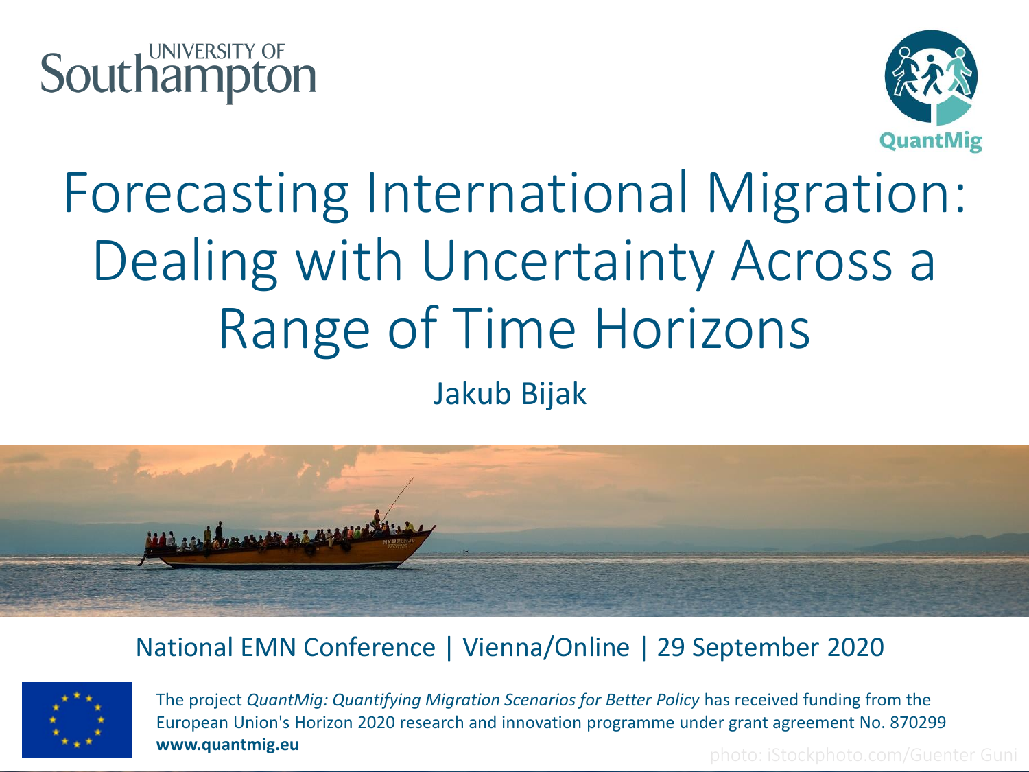UNIVERSITY OF Southampton

QuantMig

# Forecasting International Migration: Dealing with Uncertainty Across a Range of Time Horizons

Jakub Bijak

National EMN Conference | Vienna/Online | 29 September 2020

The project *QuantMig: Quantifying Migration Scenarios for Better Policy* has received funding from the European Union's Horizon 2020 research and innovation programme under grant agreement No. 870299
**www.quantmig.eu**

photo: iStockphoto.com/Guenter Guni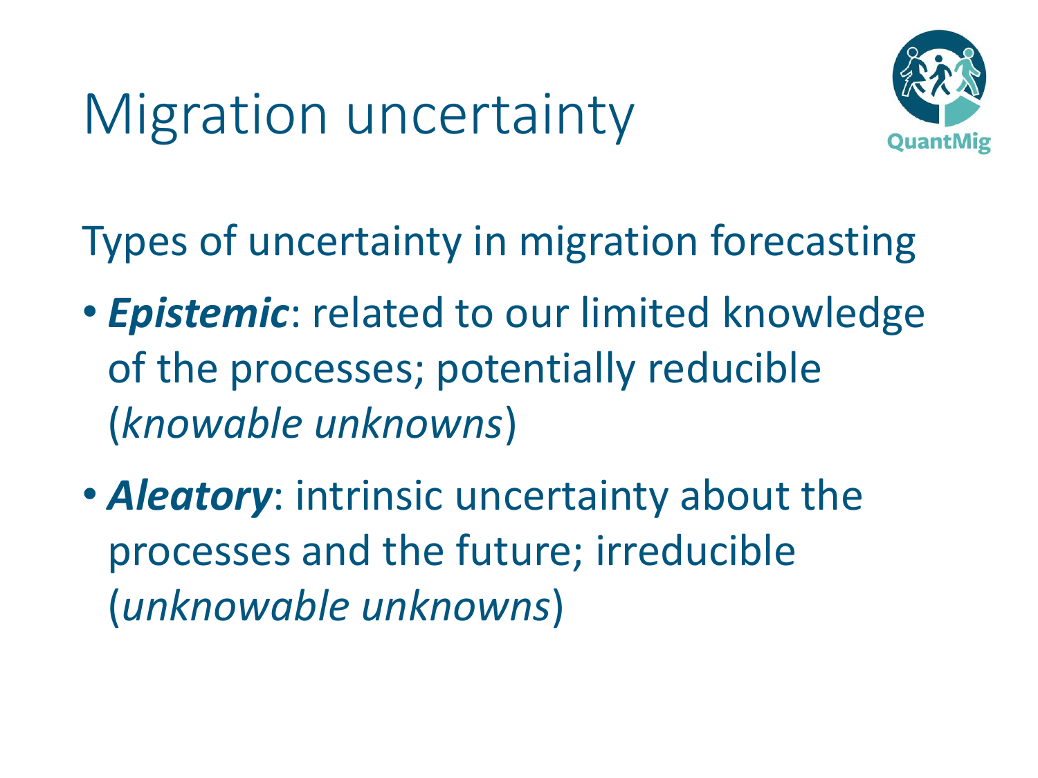# Migration uncertainty

Types of uncertainty in migration forecasting

- ***Epistemic***: related to our limited knowledge of the processes; potentially reducible (*knowable unknowns*)
- ***Aleatory***: intrinsic uncertainty about the processes and the future; irreducible (*unknowable unknowns*)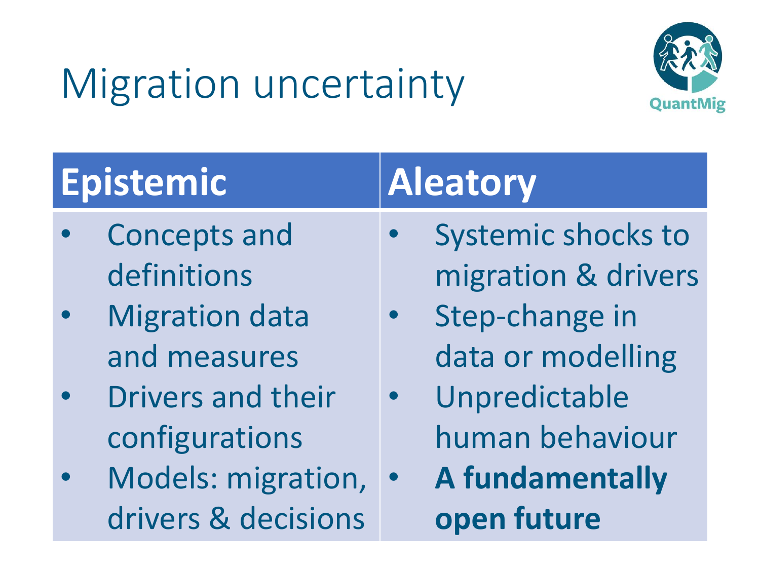# Migration uncertainty

QuantMig

| Epistemic | Aleatory |
|---|---|
| • Concepts and definitions | • Systemic shocks to migration & drivers |
| • Migration data and measures | • Step-change in data or modelling |
| • Drivers and their configurations | • Unpredictable human behaviour |
| • Models: migration, drivers & decisions | • **A fundamentally open future** |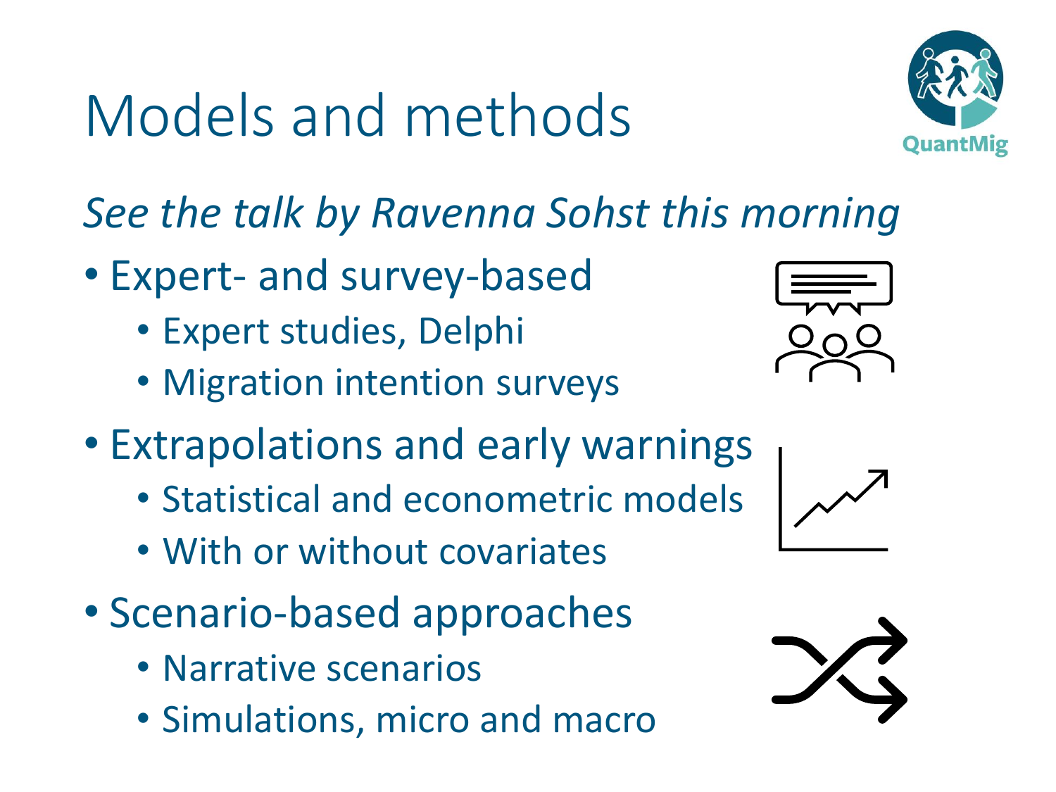# Models and methods

*See the talk by Ravenna Sohst this morning*

- Expert- and survey-based
  - Expert studies, Delphi
  - Migration intention surveys
- Extrapolations and early warnings
  - Statistical and econometric models
  - With or without covariates
- Scenario-based approaches
  - Narrative scenarios
  - Simulations, micro and macro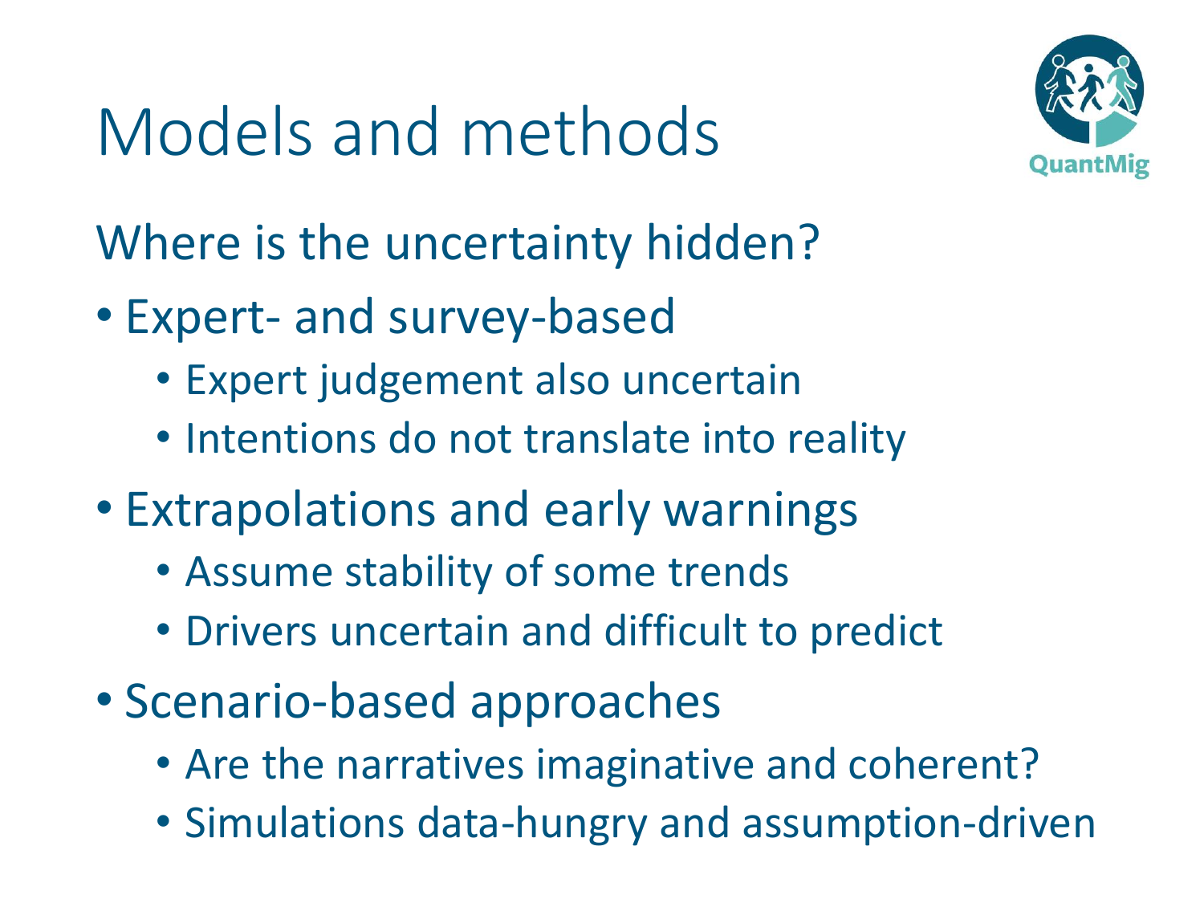# Models and methods

Where is the uncertainty hidden?

- Expert- and survey-based
  - Expert judgement also uncertain
  - Intentions do not translate into reality
- Extrapolations and early warnings
  - Assume stability of some trends
  - Drivers uncertain and difficult to predict
- Scenario-based approaches
  - Are the narratives imaginative and coherent?
  - Simulations data-hungry and assumption-driven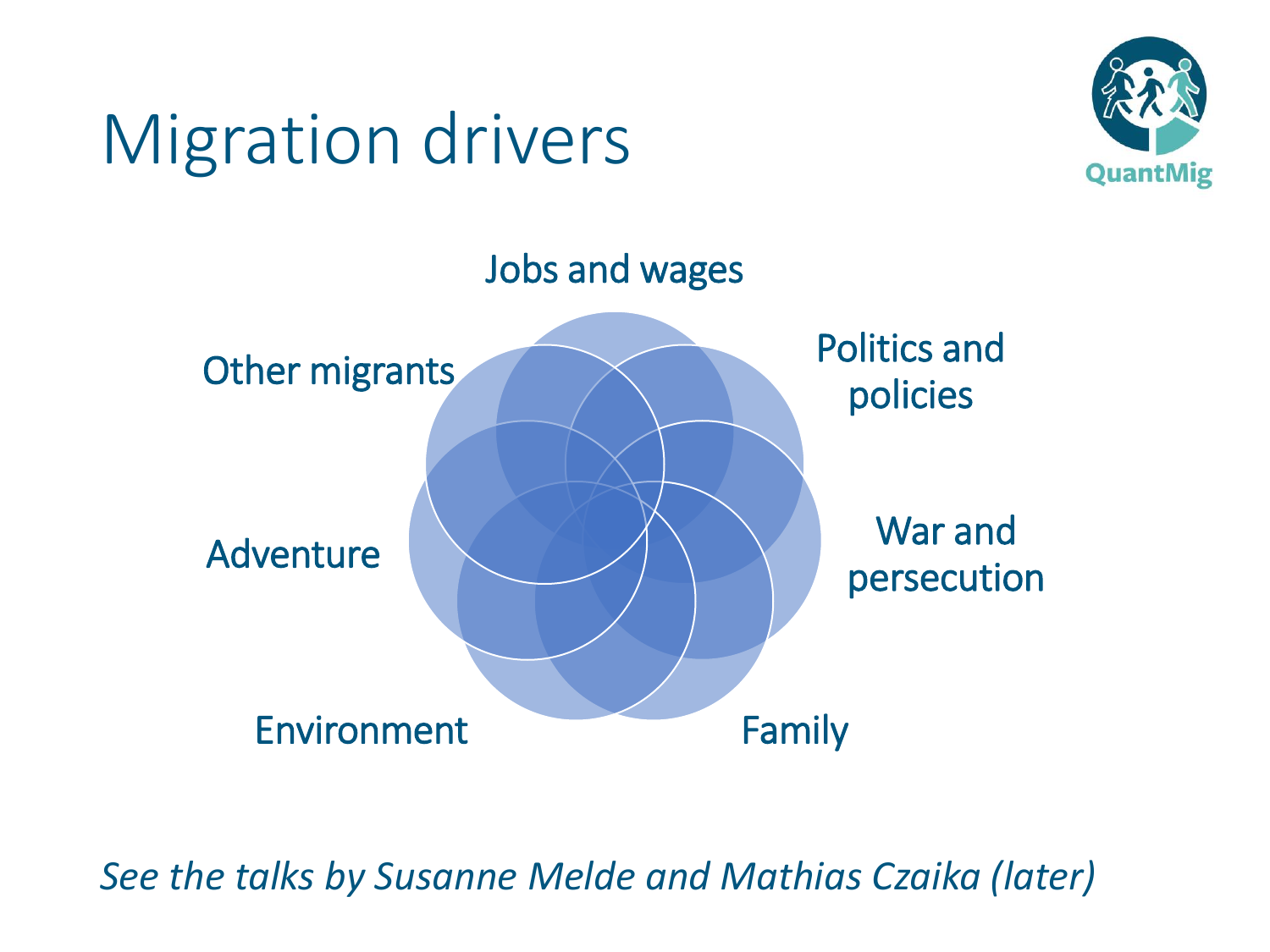# Migration drivers

- Jobs and wages
- Politics and policies
- War and persecution
- Family
- Environment
- Adventure
- Other migrants

*See the talks by Susanne Melde and Mathias Czaika (later)*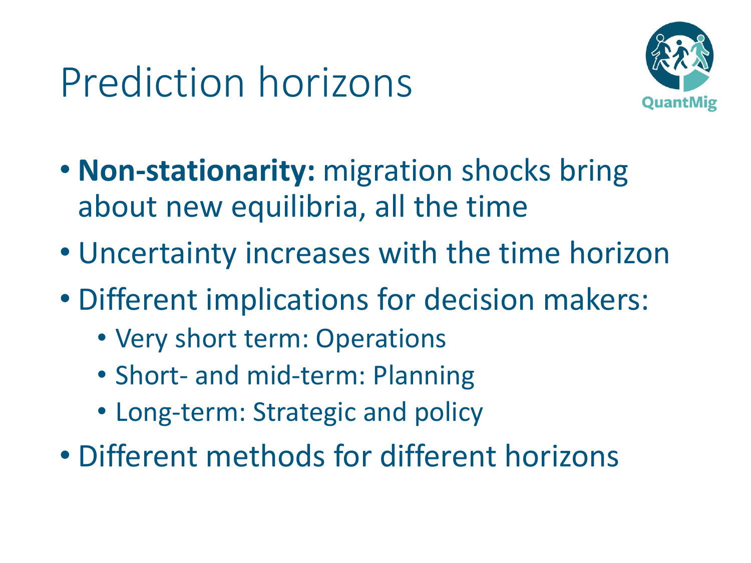# Prediction horizons

- **Non-stationarity:** migration shocks bring about new equilibria, all the time
- Uncertainty increases with the time horizon
- Different implications for decision makers:
  - Very short term: Operations
  - Short- and mid-term: Planning
  - Long-term: Strategic and policy
- Different methods for different horizons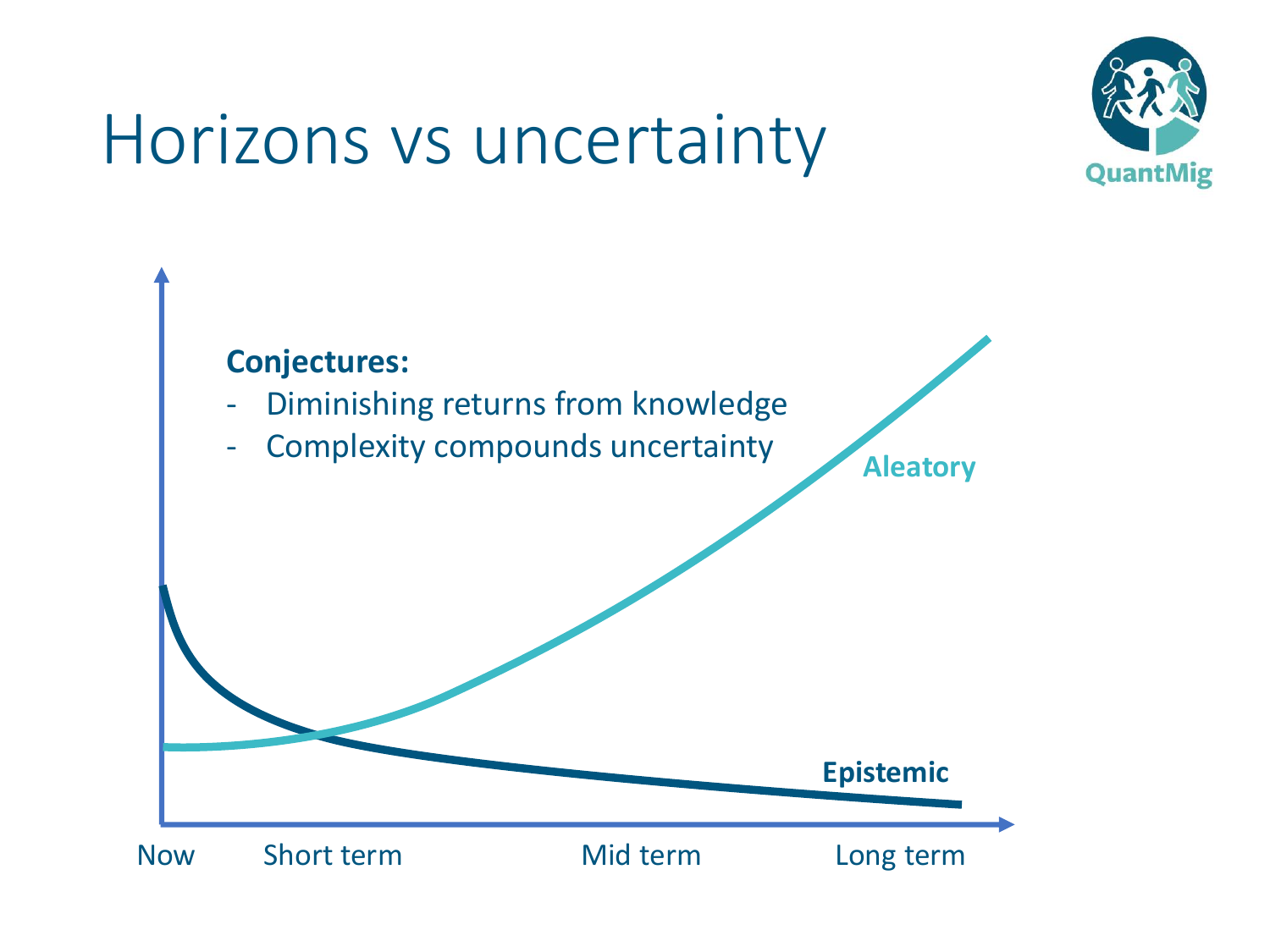# Horizons vs uncertainty

**Conjectures:**

- Diminishing returns from knowledge
- Complexity compounds uncertainty

Aleatory

Epistemic

Now Short term Mid term Long term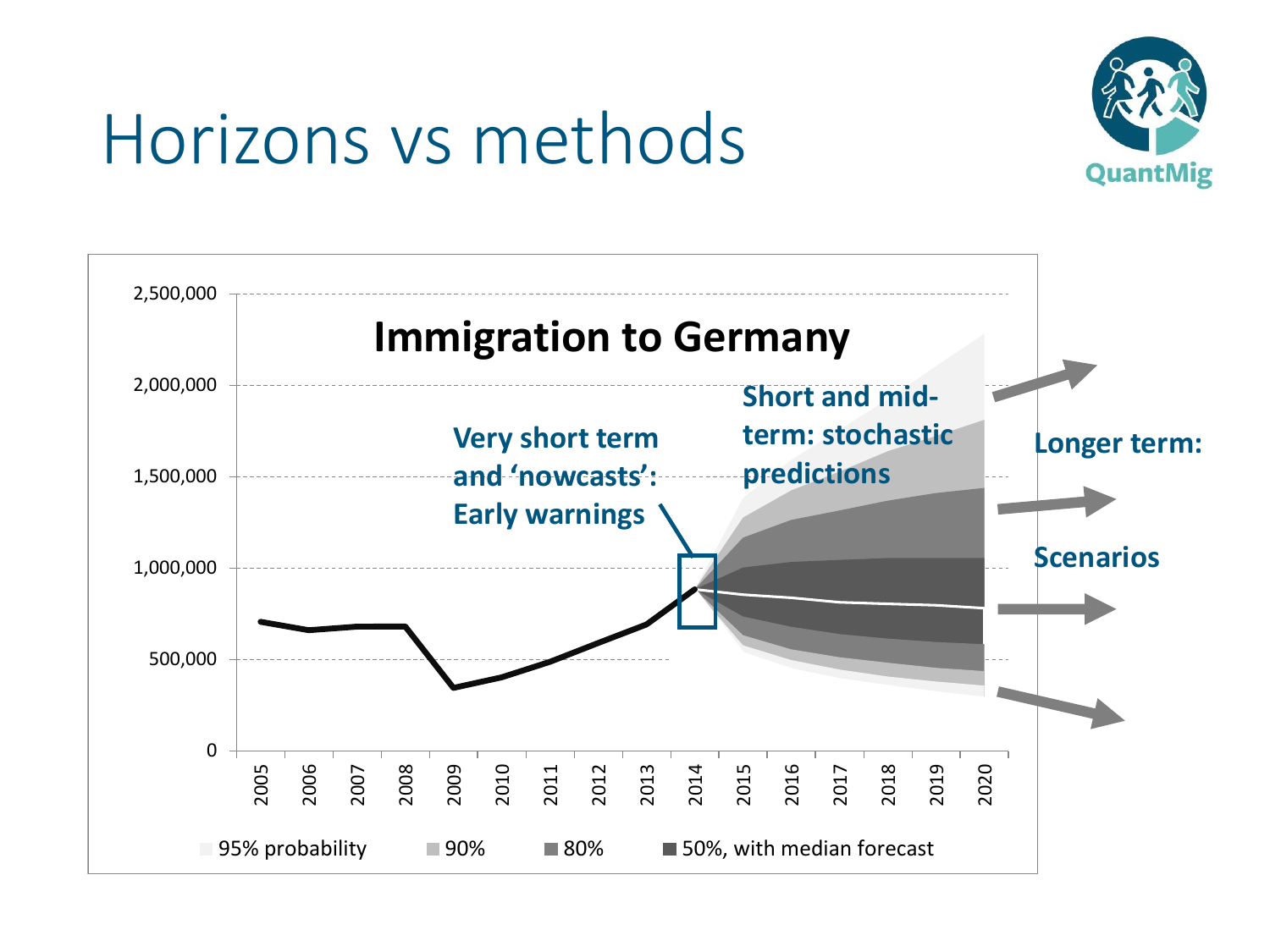# Horizons vs methods

QuantMig

**Immigration to Germany**

2,500,000
2,000,000
1,500,000
1,000,000
500,000
0

2005 2006 2007 2008 2009 2010 2011 2012 2013 2014 2015 2016 2017 2018 2019 2020

**Very short term and 'nowcasts': Early warnings**

**Short and mid-term: stochastic predictions**

**Longer term:**

**Scenarios**

95% probability | 90% | 80% | 50%, with median forecast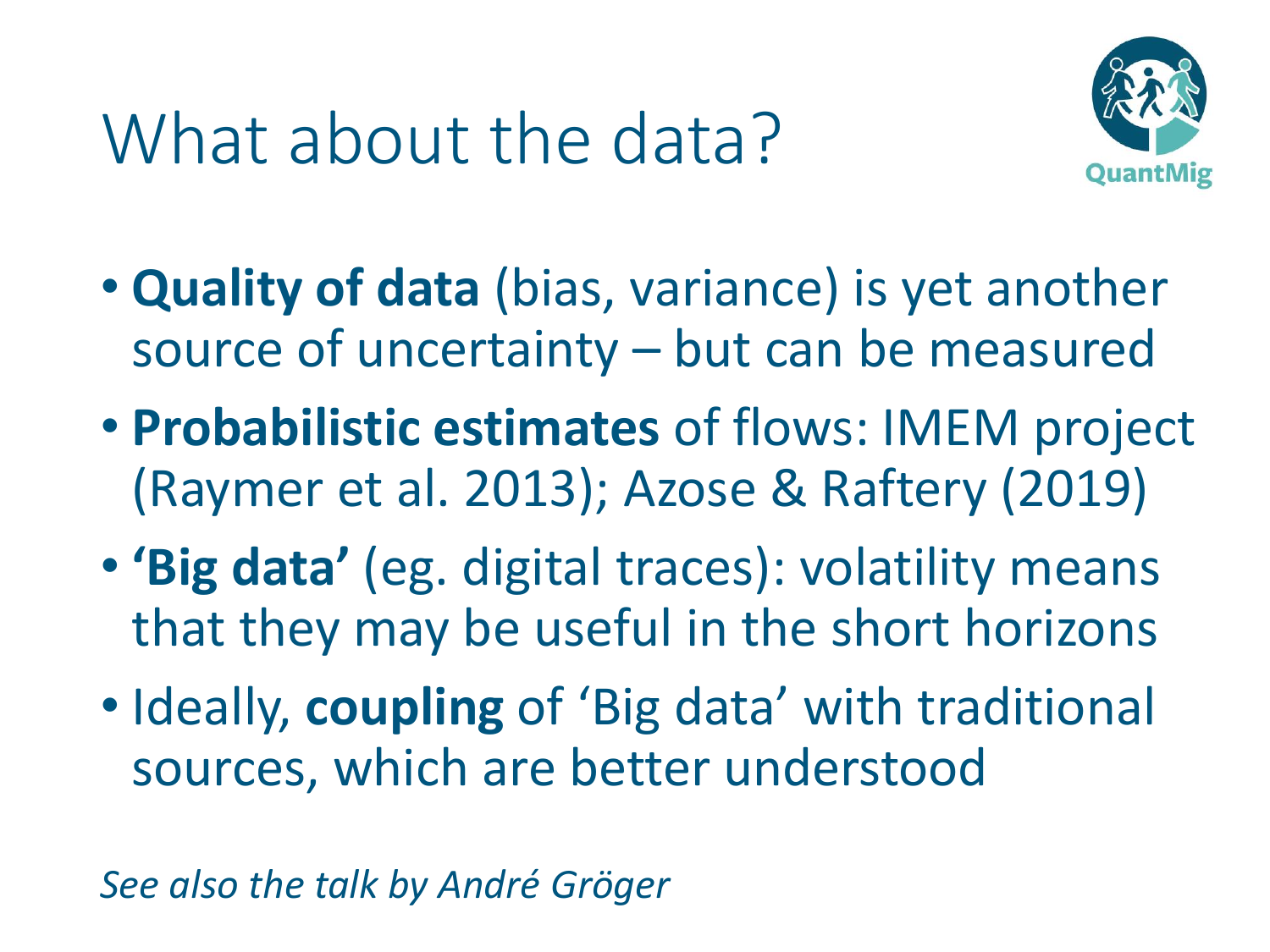# What about the data?

- **Quality of data** (bias, variance) is yet another source of uncertainty – but can be measured
- **Probabilistic estimates** of flows: IMEM project (Raymer et al. 2013); Azose & Raftery (2019)
- **'Big data'** (eg. digital traces): volatility means that they may be useful in the short horizons
- Ideally, **coupling** of 'Big data' with traditional sources, which are better understood

*See also the talk by André Gröger*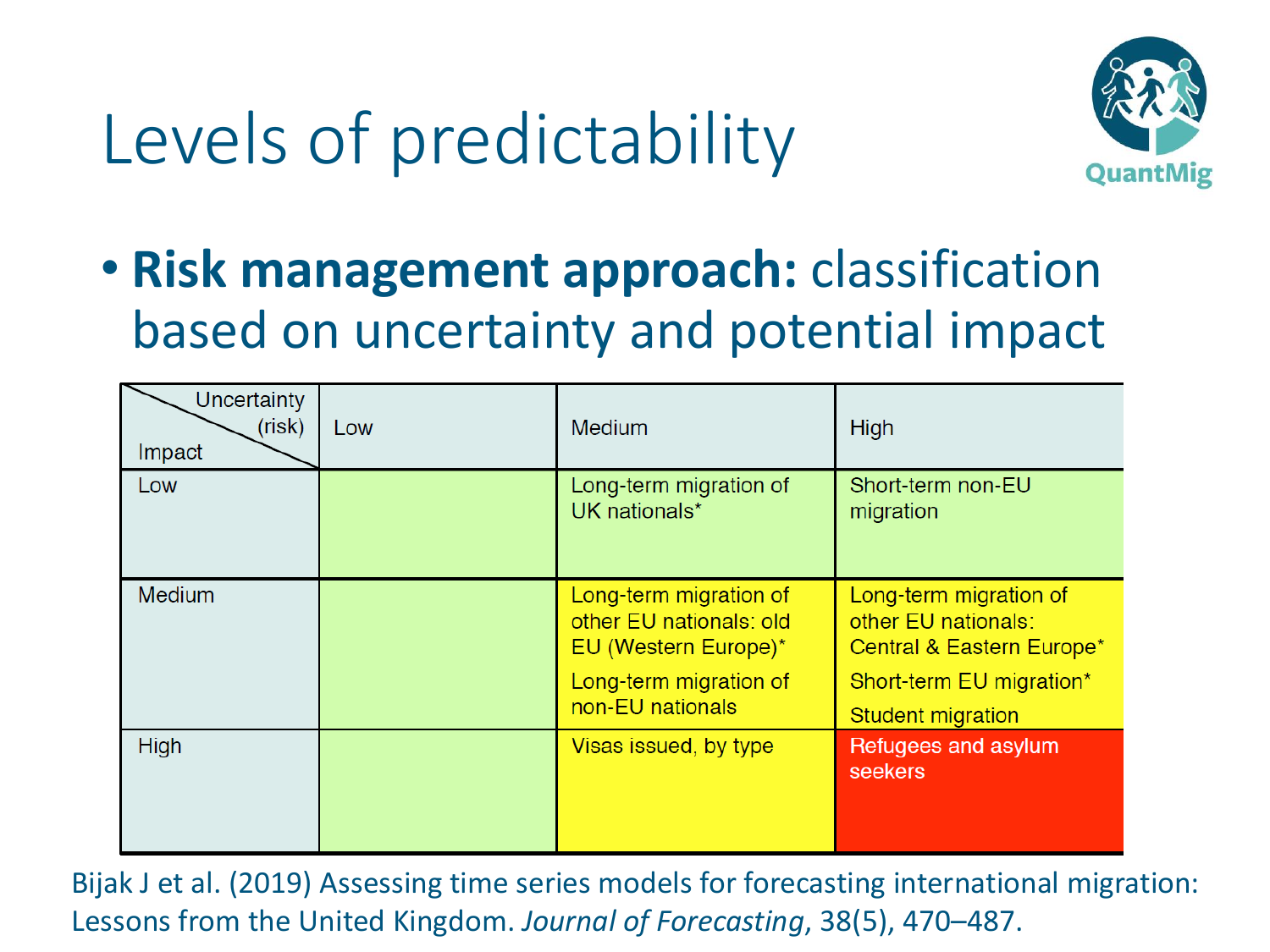# Levels of predictability

- **Risk management approach:** classification based on uncertainty and potential impact

| Impact \ Uncertainty (risk) | Low | Medium | High |
|---|---|---|---|
| Low | | Long-term migration of UK nationals* | Short-term non-EU migration |
| Medium | | Long-term migration of other EU nationals: old EU (Western Europe)*<br>Long-term migration of non-EU nationals | Long-term migration of other EU nationals: Central & Eastern Europe*<br>Short-term EU migration*<br>Student migration |
| High | | Visas issued, by type | Refugees and asylum seekers |

Bijak J et al. (2019) Assessing time series models for forecasting international migration: Lessons from the United Kingdom. *Journal of Forecasting*, 38(5), 470–487.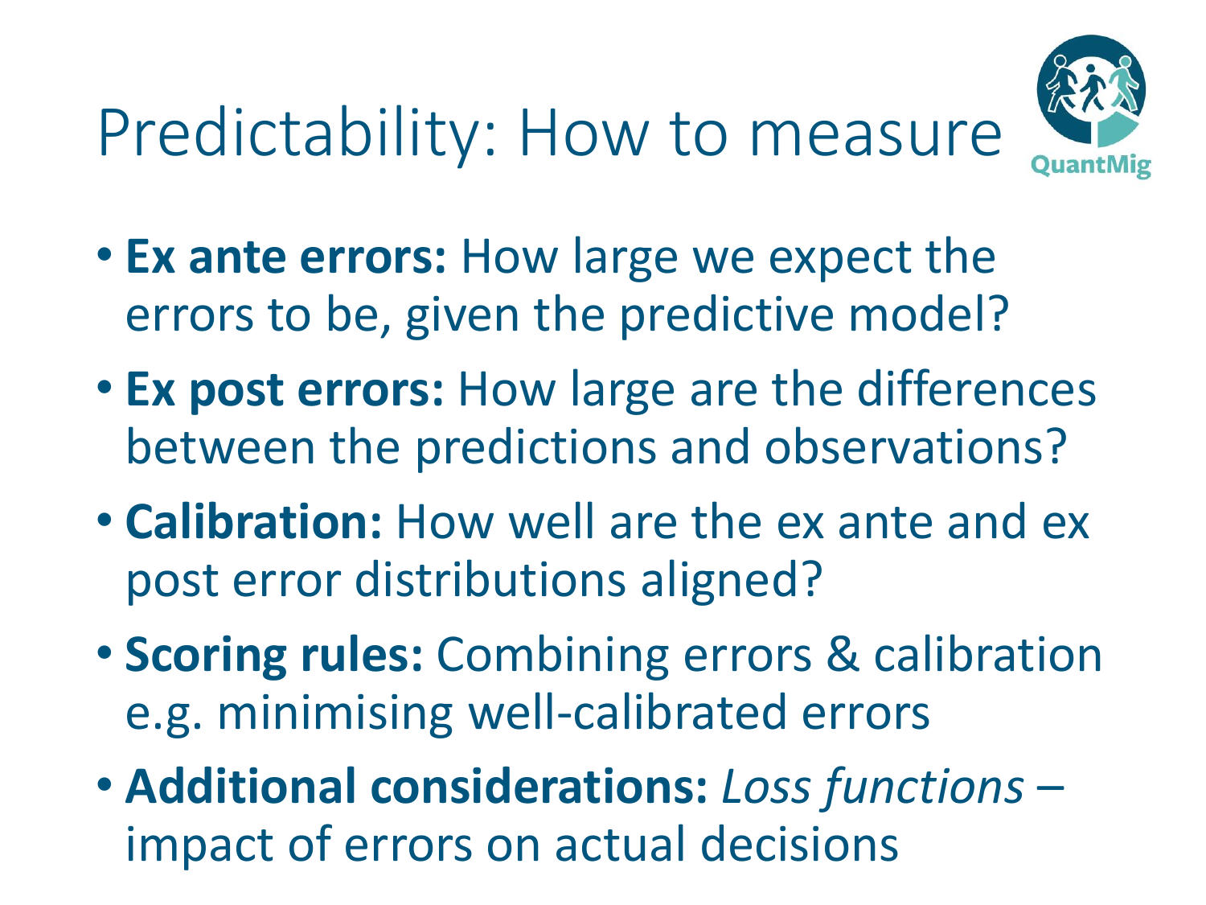# Predictability: How to measure

- **Ex ante errors:** How large we expect the errors to be, given the predictive model?
- **Ex post errors:** How large are the differences between the predictions and observations?
- **Calibration:** How well are the ex ante and ex post error distributions aligned?
- **Scoring rules:** Combining errors & calibration e.g. minimising well-calibrated errors
- **Additional considerations:** *Loss functions* – impact of errors on actual decisions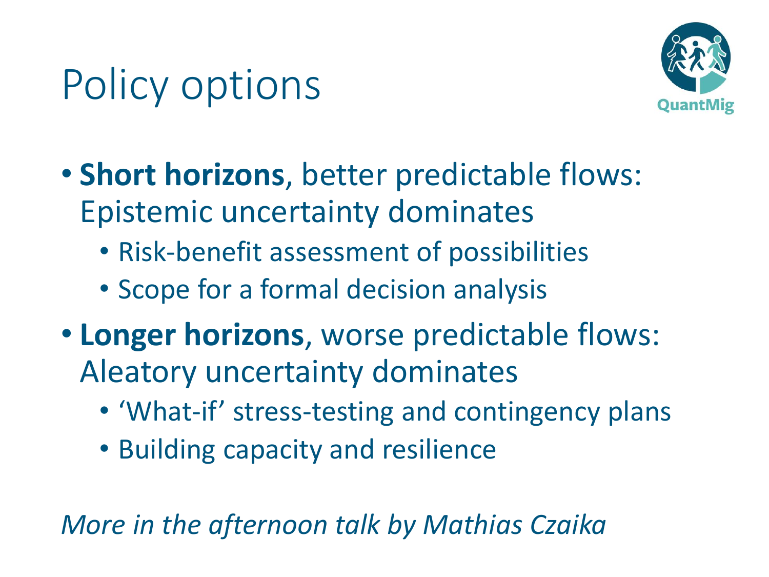# Policy options

- **Short horizons**, better predictable flows: Epistemic uncertainty dominates
  - Risk-benefit assessment of possibilities
  - Scope for a formal decision analysis
- **Longer horizons**, worse predictable flows: Aleatory uncertainty dominates
  - 'What-if' stress-testing and contingency plans
  - Building capacity and resilience

*More in the afternoon talk by Mathias Czaika*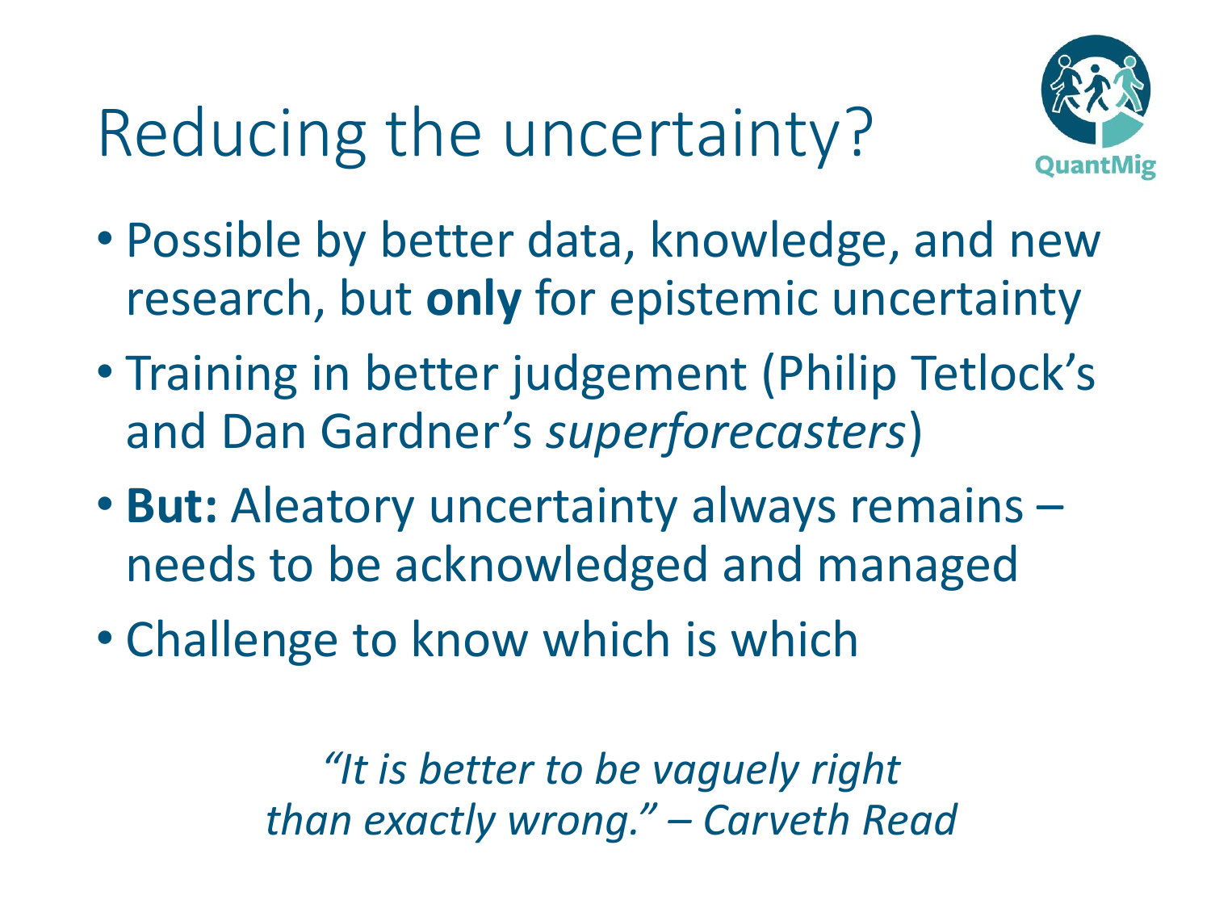# Reducing the uncertainty?

- Possible by better data, knowledge, and new research, but **only** for epistemic uncertainty
- Training in better judgement (Philip Tetlock's and Dan Gardner's *superforecasters*)
- **But:** Aleatory uncertainty always remains – needs to be acknowledged and managed
- Challenge to know which is which

*"It is better to be vaguely right than exactly wrong." – Carveth Read*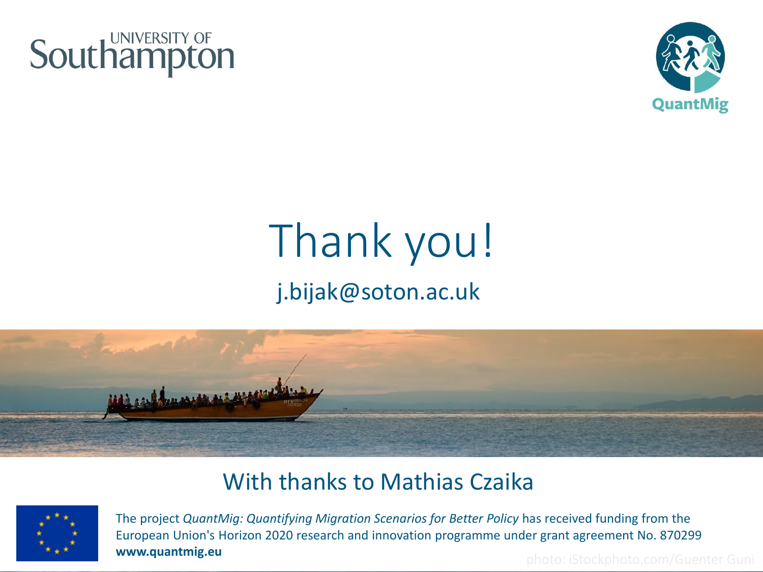UNIVERSITY OF Southampton

QuantMig

# Thank you!

j.bijak@soton.ac.uk

## With thanks to Mathias Czaika

The project *QuantMig: Quantifying Migration Scenarios for Better Policy* has received funding from the European Union's Horizon 2020 research and innovation programme under grant agreement No. 870299
**www.quantmig.eu**

photo: iStockphoto.com/Guenter Guni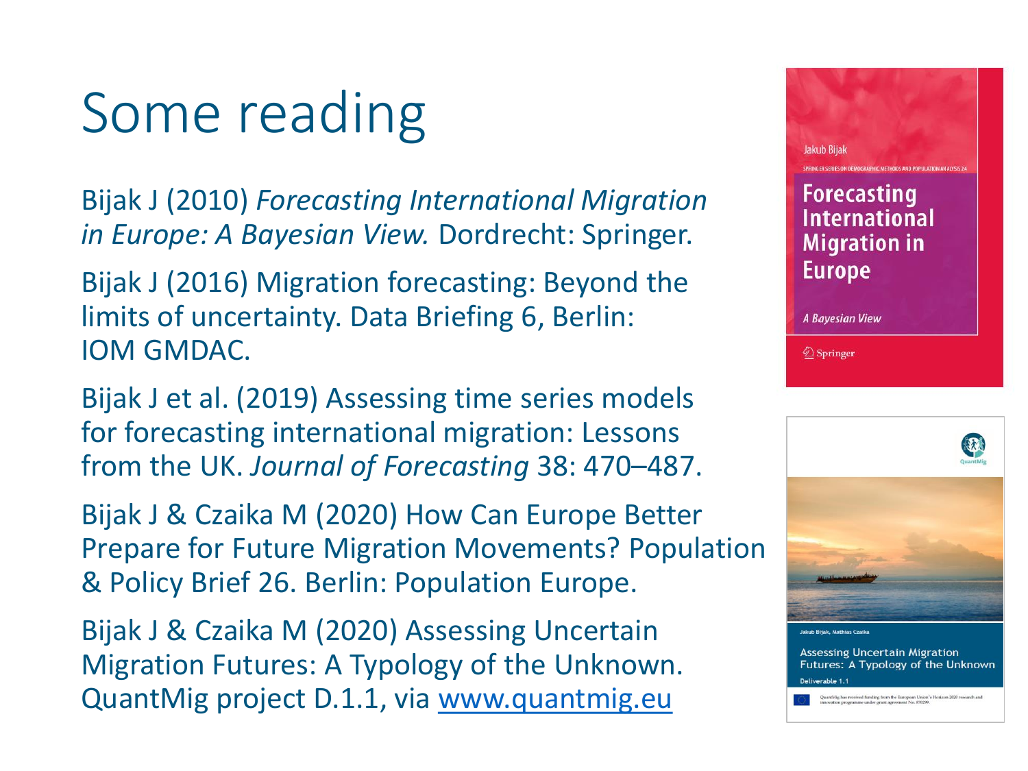# Some reading

Bijak J (2010) *Forecasting International Migration in Europe: A Bayesian View.* Dordrecht: Springer.

Bijak J (2016) Migration forecasting: Beyond the limits of uncertainty. Data Briefing 6, Berlin: IOM GMDAC.

Bijak J et al. (2019) Assessing time series models for forecasting international migration: Lessons from the UK. *Journal of Forecasting* 38: 470–487.

Bijak J & Czaika M (2020) How Can Europe Better Prepare for Future Migration Movements? Population & Policy Brief 26. Berlin: Population Europe.

Bijak J & Czaika M (2020) Assessing Uncertain Migration Futures: A Typology of the Unknown. QuantMig project D.1.1, via [www.quantmig.eu](www.quantmig.eu)